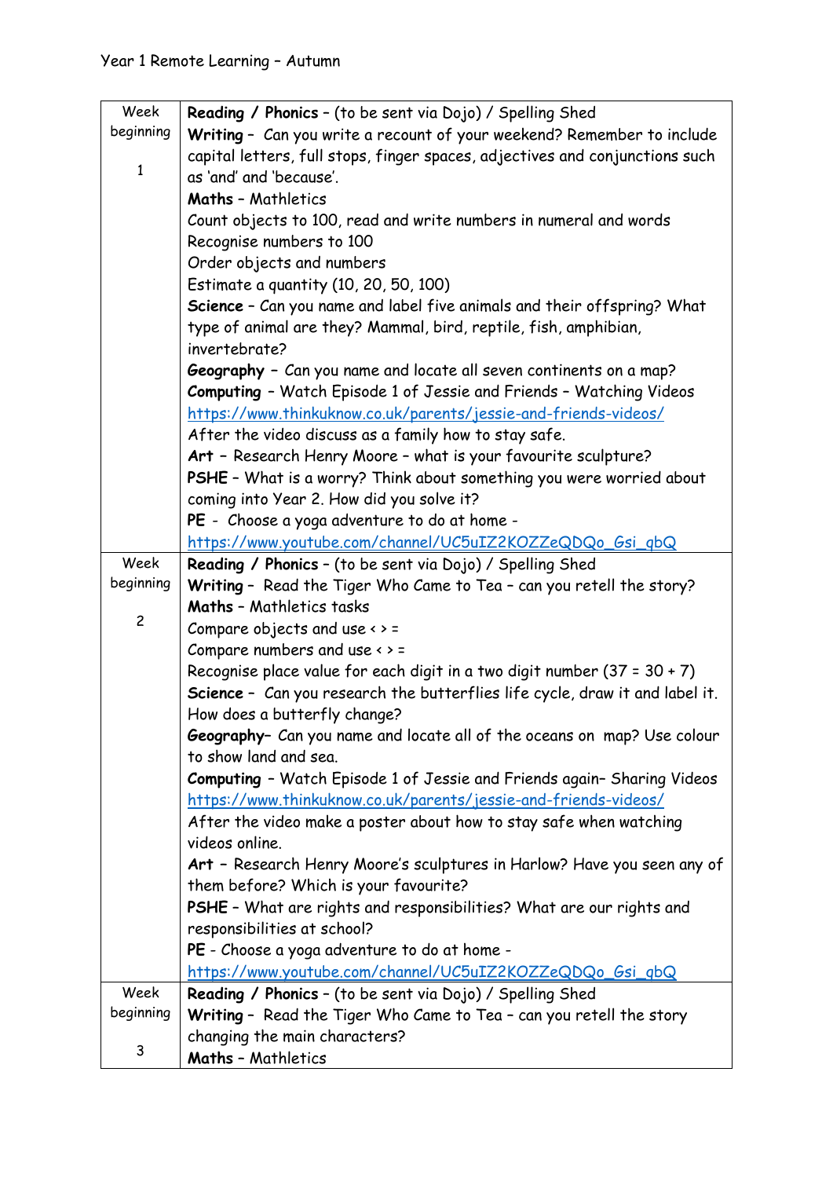Year 1 Remote Learning – Autumn

| Week beginning | |
|---|---|
| Week beginning<br><br>1 | **Reading / Phonics** – (to be sent via Dojo) / Spelling Shed<br>**Writing** – Can you write a recount of your weekend? Remember to include capital letters, full stops, finger spaces, adjectives and conjunctions such as 'and' and 'because'.<br>**Maths** – Mathletics<br>Count objects to 100, read and write numbers in numeral and words<br>Recognise numbers to 100<br>Order objects and numbers<br>Estimate a quantity (10, 20, 50, 100)<br>**Science** – Can you name and label five animals and their offspring? What type of animal are they? Mammal, bird, reptile, fish, amphibian, invertebrate?<br>**Geography** – Can you name and locate all seven continents on a map?<br>**Computing** – Watch Episode 1 of Jessie and Friends – Watching Videos<br>https://www.thinkuknow.co.uk/parents/jessie-and-friends-videos/<br>After the video discuss as a family how to stay safe.<br>**Art** – Research Henry Moore – what is your favourite sculpture?<br>**PSHE** – What is a worry? Think about something you were worried about coming into Year 2. How did you solve it?<br>**PE** - Choose a yoga adventure to do at home -<br>https://www.youtube.com/channel/UC5uIZ2KOZZeQDQo_Gsi_gbQ |
| Week beginning<br><br>2 | **Reading / Phonics** – (to be sent via Dojo) / Spelling Shed<br>**Writing** – Read the Tiger Who Came to Tea – can you retell the story?<br>**Maths** – Mathletics tasks<br>Compare objects and use < > =<br>Compare numbers and use < > =<br>Recognise place value for each digit in a two digit number (37 = 30 + 7)<br>**Science** – Can you research the butterflies life cycle, draw it and label it. How does a butterfly change?<br>**Geography**– Can you name and locate all of the oceans on map? Use colour to show land and sea.<br>**Computing** – Watch Episode 1 of Jessie and Friends again– Sharing Videos<br>https://www.thinkuknow.co.uk/parents/jessie-and-friends-videos/<br>After the video make a poster about how to stay safe when watching videos online.<br>**Art** – Research Henry Moore's sculptures in Harlow? Have you seen any of them before? Which is your favourite?<br>**PSHE** – What are rights and responsibilities? What are our rights and responsibilities at school?<br>**PE** - Choose a yoga adventure to do at home -<br>https://www.youtube.com/channel/UC5uIZ2KOZZeQDQo_Gsi_gbQ |
| Week beginning<br><br>3 | **Reading / Phonics** – (to be sent via Dojo) / Spelling Shed<br>**Writing** – Read the Tiger Who Came to Tea – can you retell the story changing the main characters?<br>**Maths** – Mathletics |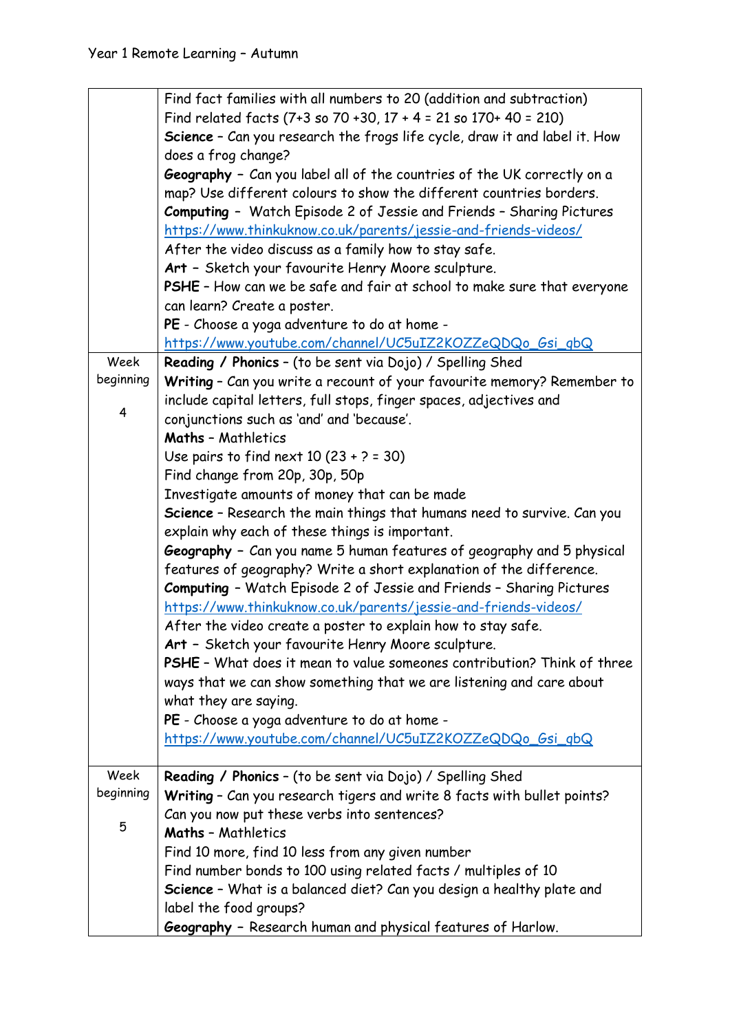Year 1 Remote Learning – Autumn

| | |
|---|---|
| | Find fact families with all numbers to 20 (addition and subtraction)<br>Find related facts (7+3 so 70 +30, 17 + 4 = 21 so 170+ 40 = 210)<br>**Science** – Can you research the frogs life cycle, draw it and label it. How does a frog change?<br>**Geography** – Can you label all of the countries of the UK correctly on a map? Use different colours to show the different countries borders.<br>**Computing** – Watch Episode 2 of Jessie and Friends – Sharing Pictures<br>https://www.thinkuknow.co.uk/parents/jessie-and-friends-videos/<br>After the video discuss as a family how to stay safe.<br>**Art** – Sketch your favourite Henry Moore sculpture.<br>**PSHE** – How can we be safe and fair at school to make sure that everyone can learn? Create a poster.<br>**PE** - Choose a yoga adventure to do at home -<br>https://www.youtube.com/channel/UC5uIZ2KOZZeQDQo_Gsi_gbQ |
| Week beginning<br><br>4 | **Reading / Phonics** – (to be sent via Dojo) / Spelling Shed<br>**Writing** – Can you write a recount of your favourite memory? Remember to include capital letters, full stops, finger spaces, adjectives and conjunctions such as 'and' and 'because'.<br>**Maths** – Mathletics<br>Use pairs to find next 10 (23 + ? = 30)<br>Find change from 20p, 30p, 50p<br>Investigate amounts of money that can be made<br>**Science** – Research the main things that humans need to survive. Can you explain why each of these things is important.<br>**Geography** – Can you name 5 human features of geography and 5 physical features of geography? Write a short explanation of the difference.<br>**Computing** – Watch Episode 2 of Jessie and Friends – Sharing Pictures<br>https://www.thinkuknow.co.uk/parents/jessie-and-friends-videos/<br>After the video create a poster to explain how to stay safe.<br>**Art** – Sketch your favourite Henry Moore sculpture.<br>**PSHE** – What does it mean to value someones contribution? Think of three ways that we can show something that we are listening and care about what they are saying.<br>**PE** - Choose a yoga adventure to do at home -<br>https://www.youtube.com/channel/UC5uIZ2KOZZeQDQo_Gsi_gbQ |
| Week beginning<br><br>5 | **Reading / Phonics** – (to be sent via Dojo) / Spelling Shed<br>**Writing** – Can you research tigers and write 8 facts with bullet points? Can you now put these verbs into sentences?<br>**Maths** – Mathletics<br>Find 10 more, find 10 less from any given number<br>Find number bonds to 100 using related facts / multiples of 10<br>**Science** – What is a balanced diet? Can you design a healthy plate and label the food groups?<br>**Geography** – Research human and physical features of Harlow. |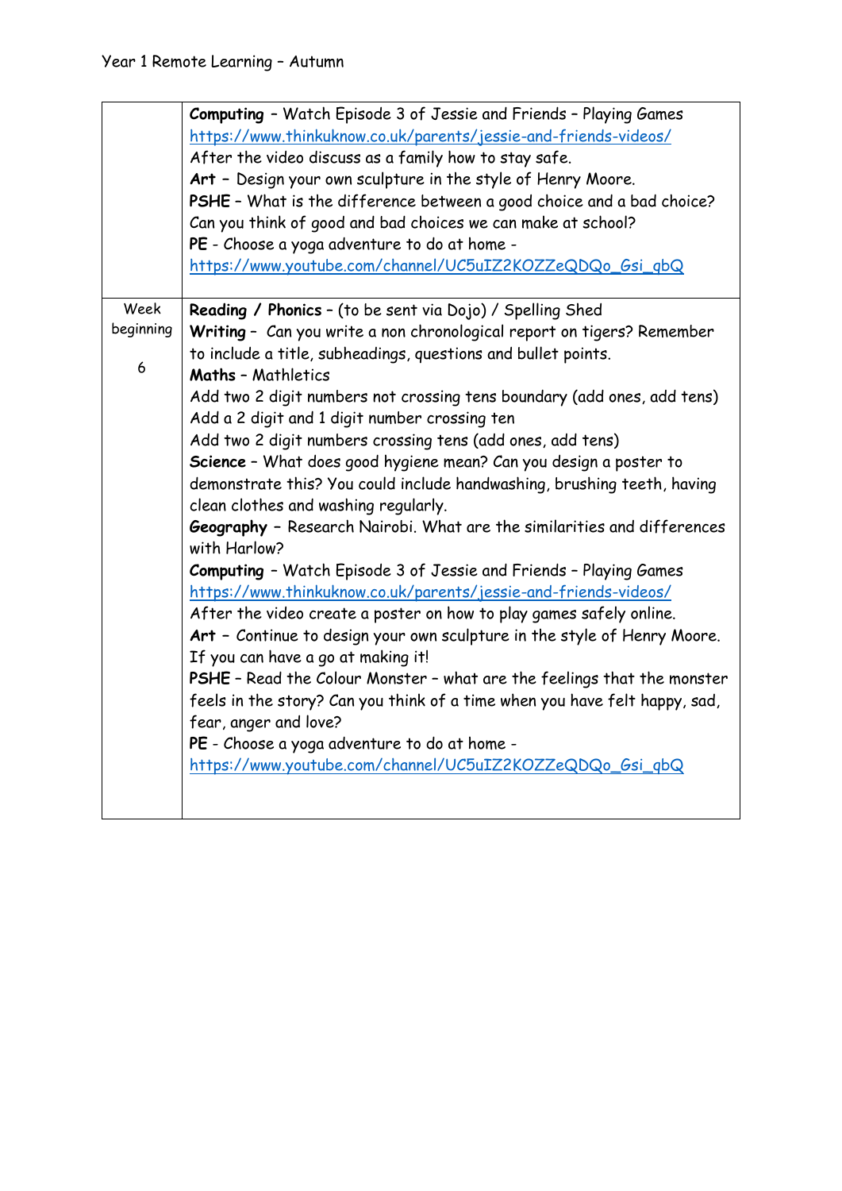Year 1 Remote Learning – Autumn

| | |
|---|---|
| | **Computing** – Watch Episode 3 of Jessie and Friends – Playing Games https://www.thinkuknow.co.uk/parents/jessie-and-friends-videos/ After the video discuss as a family how to stay safe. **Art** – Design your own sculpture in the style of Henry Moore. **PSHE** – What is the difference between a good choice and a bad choice? Can you think of good and bad choices we can make at school? **PE** - Choose a yoga adventure to do at home - https://www.youtube.com/channel/UC5uIZ2KOZZeQDQo_Gsi_gbQ |
| Week beginning 6 | **Reading / Phonics** – (to be sent via Dojo) / Spelling Shed<br>**Writing** – Can you write a non chronological report on tigers? Remember to include a title, subheadings, questions and bullet points.<br>**Maths** – Mathletics<br>Add two 2 digit numbers not crossing tens boundary (add ones, add tens)<br>Add a 2 digit and 1 digit number crossing ten<br>Add two 2 digit numbers crossing tens (add ones, add tens)<br>**Science** – What does good hygiene mean? Can you design a poster to demonstrate this? You could include handwashing, brushing teeth, having clean clothes and washing regularly.<br>**Geography** – Research Nairobi. What are the similarities and differences with Harlow?<br>**Computing** – Watch Episode 3 of Jessie and Friends – Playing Games https://www.thinkuknow.co.uk/parents/jessie-and-friends-videos/<br>After the video create a poster on how to play games safely online.<br>**Art** – Continue to design your own sculpture in the style of Henry Moore. If you can have a go at making it!<br>**PSHE** – Read the Colour Monster – what are the feelings that the monster feels in the story? Can you think of a time when you have felt happy, sad, fear, anger and love?<br>**PE** - Choose a yoga adventure to do at home - https://www.youtube.com/channel/UC5uIZ2KOZZeQDQo_Gsi_gbQ |